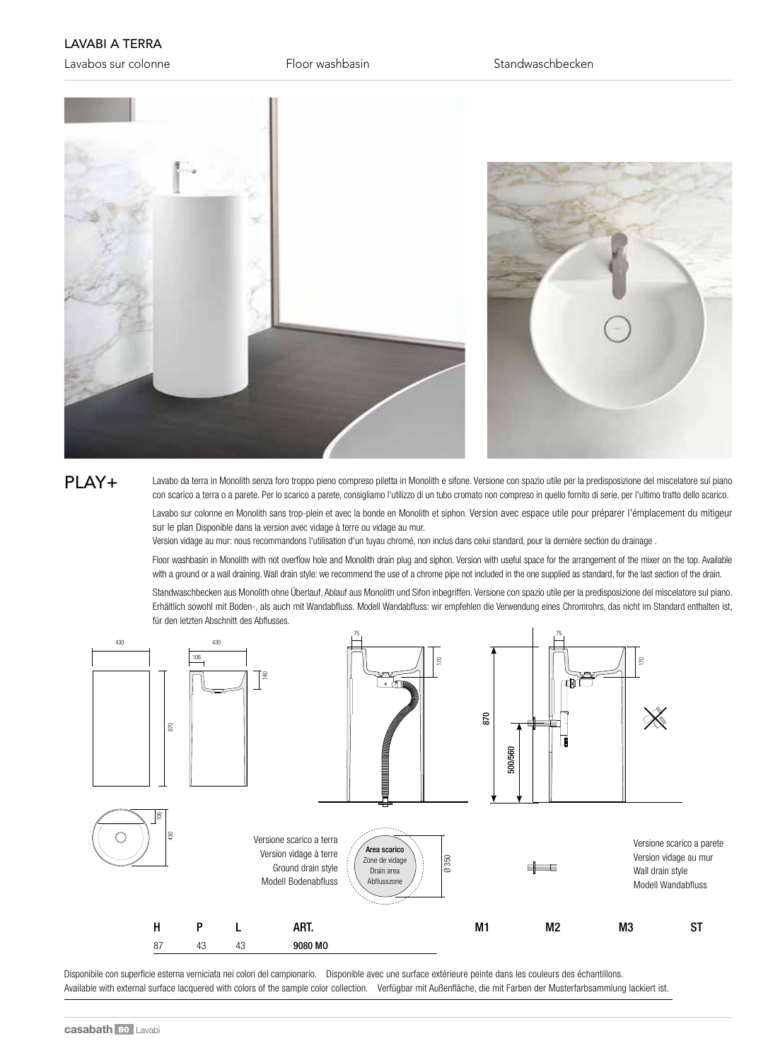## LAVABI A TERRA

Lavabos sur colonne | Floor washbasin | Standwaschbecken

## PLAY+

Lavabo da terra in Monolith senza foro troppo pieno compreso piletta in Monolith e sifone. Versione con spazio utile per la predisposizione del miscelatore sul piano con scarico a terra o a parete. Per lo scarico a parete, consigliamo l'utilizzo di un tubo cromato non compreso in quello fornito di serie, per l'ultimo tratto dello scarico.

Lavabo sur colonne en Monolith sans trop-plein et avec la bonde en Monolith et siphon. Version avec espace utile pour préparer l'émplacement du mitigeur sur le plan Disponible dans la version avec vidage à terre ou vidage au mur.
Version vidage au mur: nous recommandons l'utilisation d'un tuyau chromé, non inclus dans celui standard, pour la dernière section du drainage .

Floor washbasin in Monolith with not overflow hole and Monolith drain plug and siphon. Version with useful space for the arrangement of the mixer on the top. Available with a ground or a wall draining. Wall drain style: we recommend the use of a chrome pipe not included in the one supplied as standard, for the last section of the drain.

Standwaschbecken aus Monolith ohne Überlauf, Ablauf aus Monolith und Sifon inbegriffen. Versione con spazio utile per la predisposizione del miscelatore sul piano. Erhältlich sowohl mit Boden-, als auch mit Wandabfluss. Modell Wandabfluss: wir empfehlen die Verwendung eines Chromrohrs, das nicht im Standard enthalten ist, für den letzten Abschnitt des Abflusses.

430 | 430 | 106 | 140 | 870 | 75 | 170 | 870 | 500/560 | 75 | 170 | 106 | 430

Versione scarico a terra
Version vidage à terre
Ground drain style
Modell Bodenabfluss

**Area scarico**
Zone de vidage
Drain area
Abflusszone
Ø 350

Versione scarico a parete
Version vidage au mur
Wall drain style
Modell Wandabfluss

| H | P | L | ART. | M1 | M2 | M3 | ST |
|---|---|---|---|---|---|---|---|
| 87 | 43 | 43 | **9080 MO** | | | | |

Disponibile con superficie esterna verniciata nei colori del campionario. Disponible avec une surface extérieure peinte dans les couleurs des échantillons.
Available with external surface lacquered with colors of the sample color collection. Verfügbar mit Außenfläche, die mit Farben der Musterfarbsammlung lackiert ist.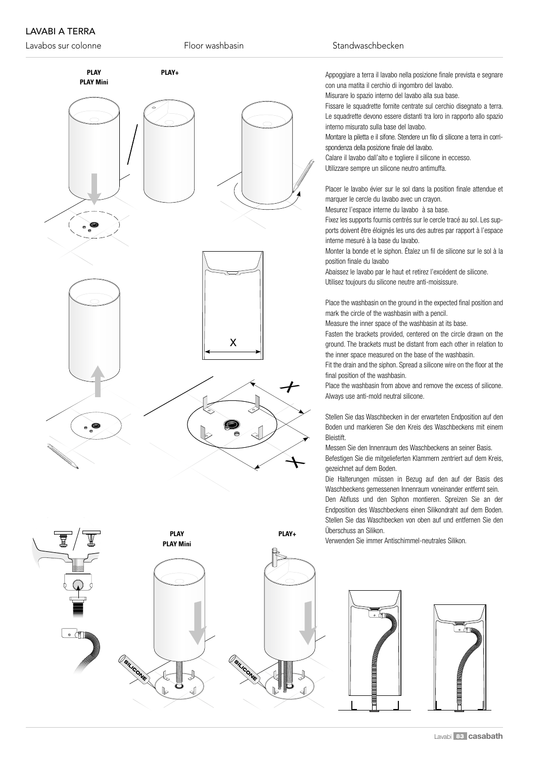## LAVABI A TERRA

Lavabos sur colonne — Floor washbasin — Standwaschbecken

PLAY
PLAY Mini

PLAY+

X

Appoggiare a terra il lavabo nella posizione finale prevista e segnare con una matita il cerchio di ingombro del lavabo.
Misurare lo spazio interno del lavabo alla sua base.
Fissare le squadrette fornite centrate sul cerchio disegnato a terra. Le squadrette devono essere distanti tra loro in rapporto allo spazio interno misurato sulla base del lavabo.
Montare la piletta e il sifone. Stendere un filo di silicone a terra in corrispondenza della posizione finale del lavabo.
Calare il lavabo dall'alto e togliere il silicone in eccesso.
Utilizzare sempre un silicone neutro antimuffa.

Placer le lavabo évier sur le sol dans la position finale attendue et marquer le cercle du lavabo avec un crayon.
Mesurez l'espace interne du lavabo à sa base.
Fixez les supports fournis centrés sur le cercle tracé au sol. Les supports doivent être éloignés les uns des autres par rapport à l'espace interne mesuré à la base du lavabo.
Monter la bonde et le siphon. Étalez un fil de silicone sur le sol à la position finale du lavabo
Abaissez le lavabo par le haut et retirez l'excédent de silicone.
Utilisez toujours du silicone neutre anti-moisissure.

Place the washbasin on the ground in the expected final position and mark the circle of the washbasin with a pencil.
Measure the inner space of the washbasin at its base.
Fasten the brackets provided, centered on the circle drawn on the ground. The brackets must be distant from each other in relation to the inner space measured on the base of the washbasin.
Fit the drain and the siphon. Spread a silicone wire on the floor at the final position of the washbasin.
Place the washbasin from above and remove the excess of silicone.
Always use anti-mold neutral silicone.

Stellen Sie das Waschbecken in der erwarteten Endposition auf den Boden und markieren Sie den Kreis des Waschbeckens mit einem Bleistift.
Messen Sie den Innenraum des Waschbeckens an seiner Basis.
Befestigen Sie die mitgelieferten Klammern zentriert auf dem Kreis, gezeichnet auf dem Boden.
Die Halterungen müssen in Bezug auf den auf der Basis des Waschbeckens gemessenen Innenraum voneinander entfernt sein.
Den Abfluss und den Siphon montieren. Spreizen Sie an der Endposition des Waschbeckens einen Silikondraht auf dem Boden.
Stellen Sie das Waschbecken von oben auf und entfernen Sie den Überschuss an Silikon.
Verwenden Sie immer Antischimmel-neutrales Silikon.

PLAY
PLAY Mini

PLAY+

SILICONE

SILICONE